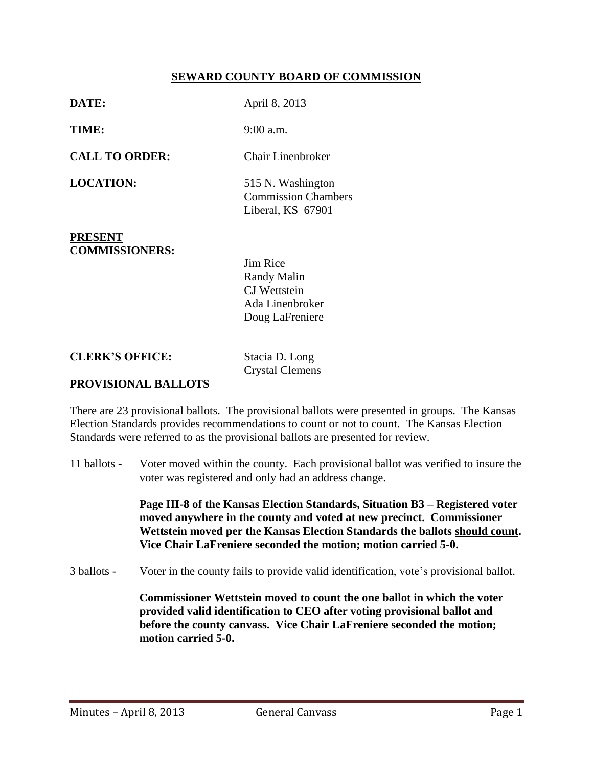# SEWARD COUNTY BOARD OF COMMISSION

**DATE:** April 8, 2013

**TIME:** 9:00 a.m.

**CALL TO ORDER:** Chair Linenbroker

**LOCATION:** 515 N. Washington
Commission Chambers
Liberal, KS 67901

**PRESENT COMMISSIONERS:**

Jim Rice
Randy Malin
CJ Wettstein
Ada Linenbroker
Doug LaFreniere

**CLERK'S OFFICE:** Stacia D. Long
Crystal Clemens

## PROVISIONAL BALLOTS

There are 23 provisional ballots. The provisional ballots were presented in groups. The Kansas Election Standards provides recommendations to count or not to count. The Kansas Election Standards were referred to as the provisional ballots are presented for review.

11 ballots - Voter moved within the county. Each provisional ballot was verified to insure the voter was registered and only had an address change.

**Page III-8 of the Kansas Election Standards, Situation B3 – Registered voter moved anywhere in the county and voted at new precinct. Commissioner Wettstein moved per the Kansas Election Standards the ballots <u>should count</u>. Vice Chair LaFreniere seconded the motion; motion carried 5-0.**

3 ballots - Voter in the county fails to provide valid identification, vote's provisional ballot.

**Commissioner Wettstein moved to count the one ballot in which the voter provided valid identification to CEO after voting provisional ballot and before the county canvass. Vice Chair LaFreniere seconded the motion; motion carried 5-0.**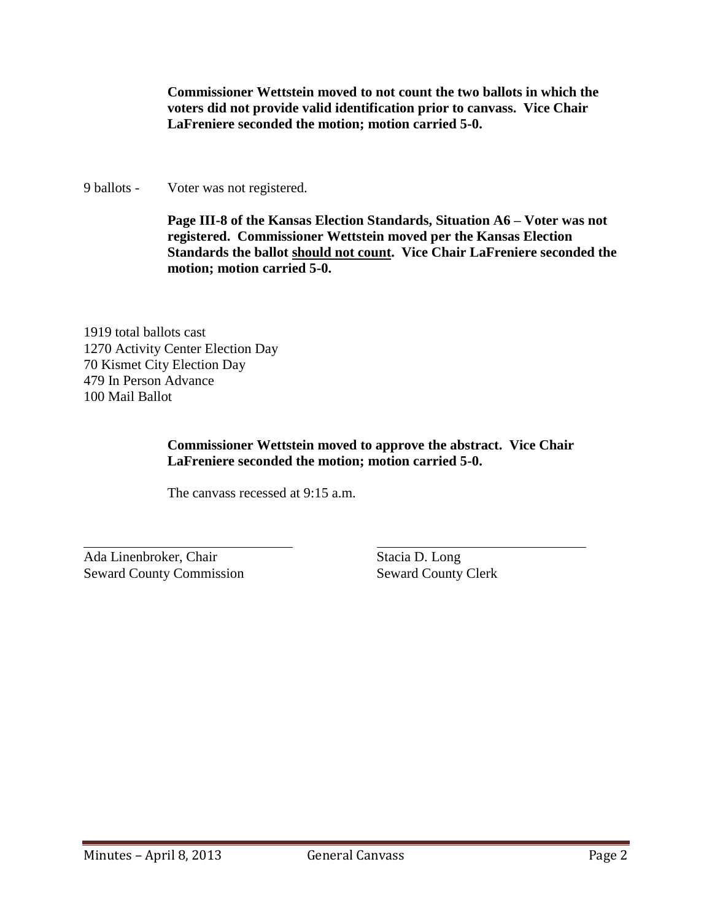**Commissioner Wettstein moved to not count the two ballots in which the voters did not provide valid identification prior to canvass. Vice Chair LaFreniere seconded the motion; motion carried 5-0.**

9 ballots - Voter was not registered.

**Page III-8 of the Kansas Election Standards, Situation A6 – Voter was not registered. Commissioner Wettstein moved per the Kansas Election Standards the ballot <u>should not count</u>. Vice Chair LaFreniere seconded the motion; motion carried 5-0.**

1919 total ballots cast
1270 Activity Center Election Day
70 Kismet City Election Day
479 In Person Advance
100 Mail Ballot

**Commissioner Wettstein moved to approve the abstract. Vice Chair LaFreniere seconded the motion; motion carried 5-0.**

The canvass recessed at 9:15 a.m.

Ada Linenbroker, Chair
Seward County Commission

Stacia D. Long
Seward County Clerk